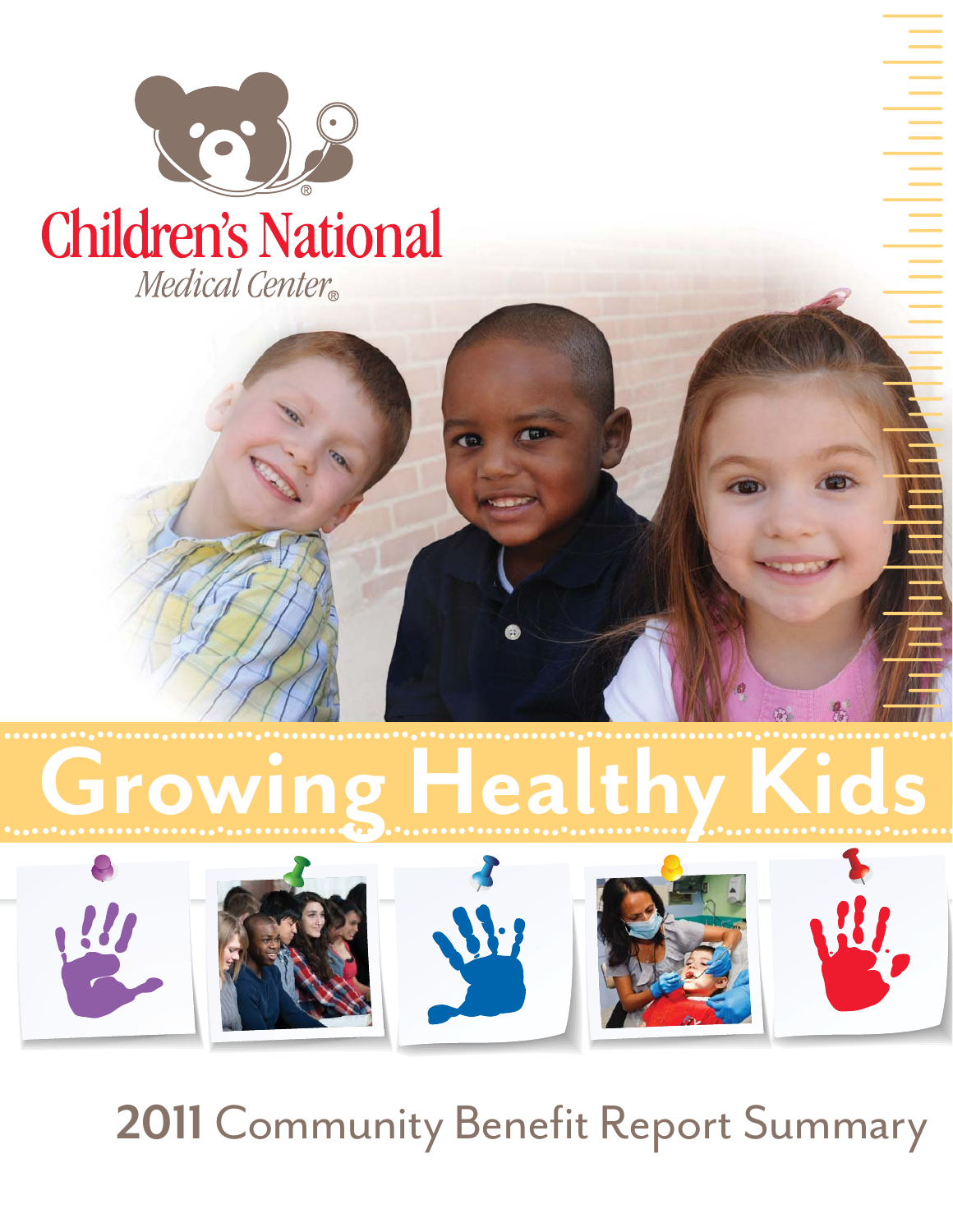Children's National Medical Center®

# Growing Healthy Kids

## 2011 Community Benefit Report Summary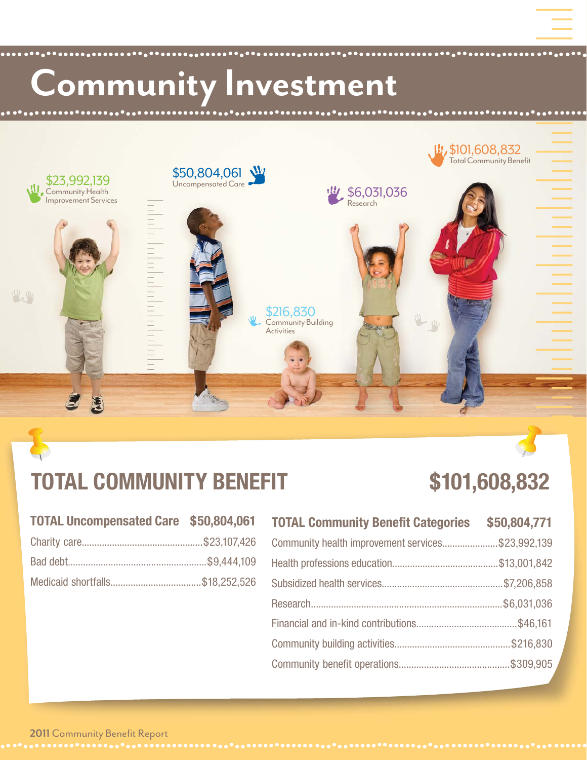# Community Investment

$23,992,139
Community Health Improvement Services

$50,804,061
Uncompensated Care

$6,031,036
Research

$101,608,832
Total Community Benefit

$216,830
Community Building Activities

## TOTAL COMMUNITY BENEFIT $101,608,832

| TOTAL Uncompensated Care | $50,804,061 |
|---|---|
| Charity care | $23,107,426 |
| Bad debt | $9,444,109 |
| Medicaid shortfalls | $18,252,526 |

| TOTAL Community Benefit Categories | $50,804,771 |
|---|---|
| Community health improvement services | $23,992,139 |
| Health professions education | $13,001,842 |
| Subsidized health services | $7,206,858 |
| Research | $6,031,036 |
| Financial and in-kind contributions | $46,161 |
| Community building activities | $216,830 |
| Community benefit operations | $309,905 |

**2011** Community Benefit Report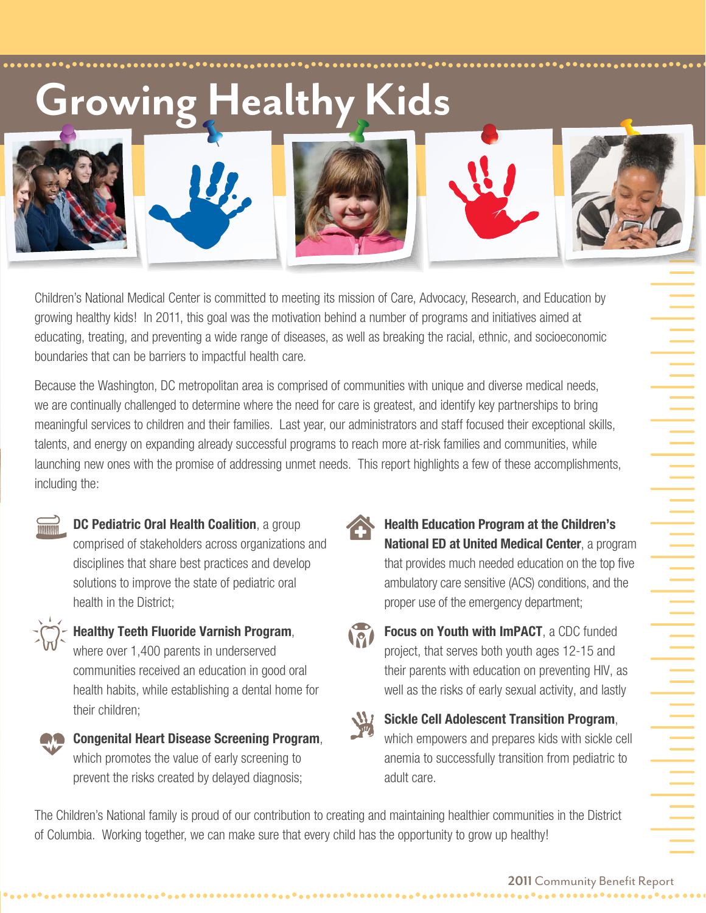# Growing Healthy Kids

Children's National Medical Center is committed to meeting its mission of Care, Advocacy, Research, and Education by growing healthy kids! In 2011, this goal was the motivation behind a number of programs and initiatives aimed at educating, treating, and preventing a wide range of diseases, as well as breaking the racial, ethnic, and socioeconomic boundaries that can be barriers to impactful health care.

Because the Washington, DC metropolitan area is comprised of communities with unique and diverse medical needs, we are continually challenged to determine where the need for care is greatest, and identify key partnerships to bring meaningful services to children and their families. Last year, our administrators and staff focused their exceptional skills, talents, and energy on expanding already successful programs to reach more at-risk families and communities, while launching new ones with the promise of addressing unmet needs. This report highlights a few of these accomplishments, including the:

- **DC Pediatric Oral Health Coalition**, a group comprised of stakeholders across organizations and disciplines that share best practices and develop solutions to improve the state of pediatric oral health in the District;
- **Healthy Teeth Fluoride Varnish Program**, where over 1,400 parents in underserved communities received an education in good oral health habits, while establishing a dental home for their children;
- **Congenital Heart Disease Screening Program**, which promotes the value of early screening to prevent the risks created by delayed diagnosis;
- **Health Education Program at the Children's National ED at United Medical Center**, a program that provides much needed education on the top five ambulatory care sensitive (ACS) conditions, and the proper use of the emergency department;
- **Focus on Youth with ImPACT**, a CDC funded project, that serves both youth ages 12-15 and their parents with education on preventing HIV, as well as the risks of early sexual activity, and lastly
- **Sickle Cell Adolescent Transition Program**, which empowers and prepares kids with sickle cell anemia to successfully transition from pediatric to adult care.

The Children's National family is proud of our contribution to creating and maintaining healthier communities in the District of Columbia. Working together, we can make sure that every child has the opportunity to grow up healthy!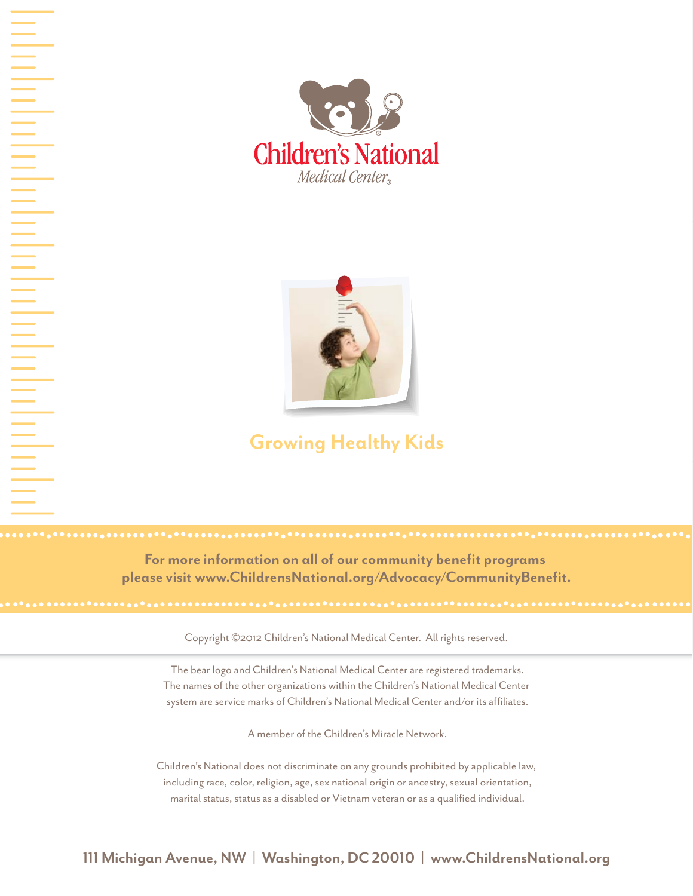Children's National Medical Center

## Growing Healthy Kids

**For more information on all of our community benefit programs please visit www.ChildrensNational.org/Advocacy/CommunityBenefit.**

Copyright ©2012 Children's National Medical Center. All rights reserved.

The bear logo and Children's National Medical Center are registered trademarks. The names of the other organizations within the Children's National Medical Center system are service marks of Children's National Medical Center and/or its affiliates.

A member of the Children's Miracle Network.

Children's National does not discriminate on any grounds prohibited by applicable law, including race, color, religion, age, sex national origin or ancestry, sexual orientation, marital status, status as a disabled or Vietnam veteran or as a qualified individual.

**111 Michigan Avenue, NW | Washington, DC 20010 | www.ChildrensNational.org**